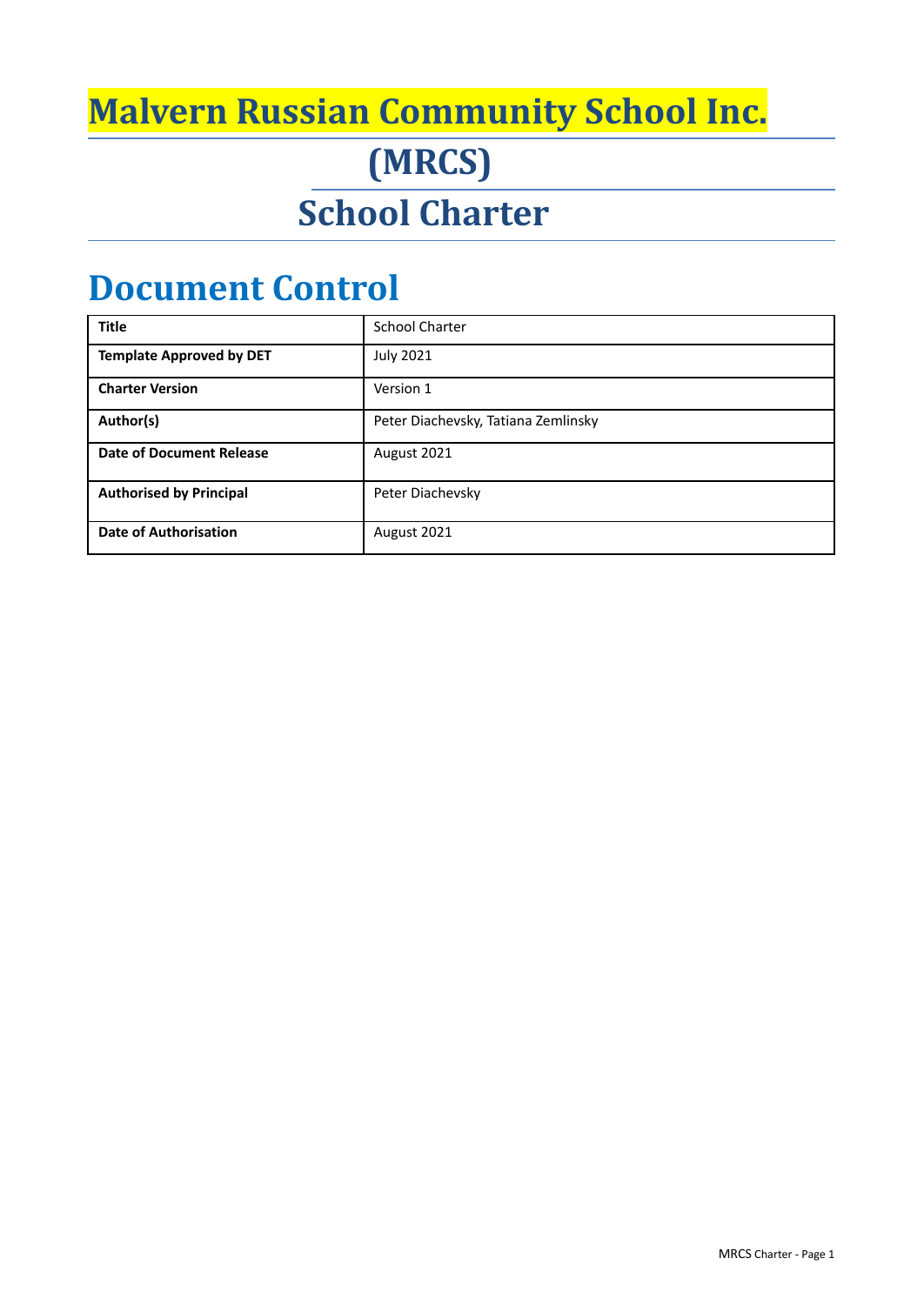# Malvern Russian Community School Inc.

# (MRCS)

# School Charter

## Document Control

| Title | School Charter |
|---|---|
| **Template Approved by DET** | July 2021 |
| **Charter Version** | Version 1 |
| **Author(s)** | Peter Diachevsky, Tatiana Zemlinsky |
| **Date of Document Release** | August 2021 |
| **Authorised by Principal** | Peter Diachevsky |
| **Date of Authorisation** | August 2021 |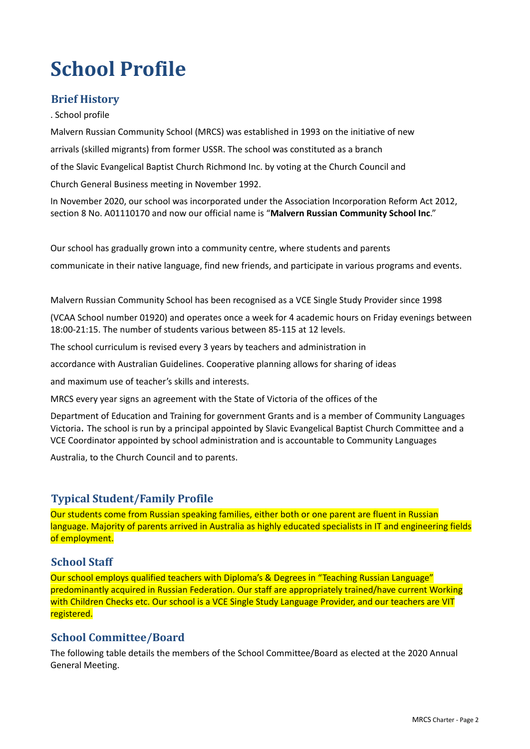# School Profile

## Brief History

. School profile

Malvern Russian Community School (MRCS) was established in 1993 on the initiative of new arrivals (skilled migrants) from former USSR. The school was constituted as a branch of the Slavic Evangelical Baptist Church Richmond Inc. by voting at the Church Council and Church General Business meeting in November 1992.

In November 2020, our school was incorporated under the Association Incorporation Reform Act 2012, section 8 No. A01110170 and now our official name is "**Malvern Russian Community School Inc**."

Our school has gradually grown into a community centre, where students and parents communicate in their native language, find new friends, and participate in various programs and events.

Malvern Russian Community School has been recognised as a VCE Single Study Provider since 1998 (VCAA School number 01920) and operates once a week for 4 academic hours on Friday evenings between 18:00-21:15. The number of students various between 85-115 at 12 levels.

The school curriculum is revised every 3 years by teachers and administration in accordance with Australian Guidelines. Cooperative planning allows for sharing of ideas and maximum use of teacher's skills and interests.

MRCS every year signs an agreement with the State of Victoria of the offices of the Department of Education and Training for government Grants and is a member of Community Languages Victoria**.** The school is run by a principal appointed by Slavic Evangelical Baptist Church Committee and a VCE Coordinator appointed by school administration and is accountable to Community Languages Australia, to the Church Council and to parents.

## Typical Student/Family Profile

Our students come from Russian speaking families, either both or one parent are fluent in Russian language. Majority of parents arrived in Australia as highly educated specialists in IT and engineering fields of employment.

## School Staff

Our school employs qualified teachers with Diploma's & Degrees in "Teaching Russian Language" predominantly acquired in Russian Federation. Our staff are appropriately trained/have current Working with Children Checks etc. Our school is a VCE Single Study Language Provider, and our teachers are VIT registered.

## School Committee/Board

The following table details the members of the School Committee/Board as elected at the 2020 Annual General Meeting.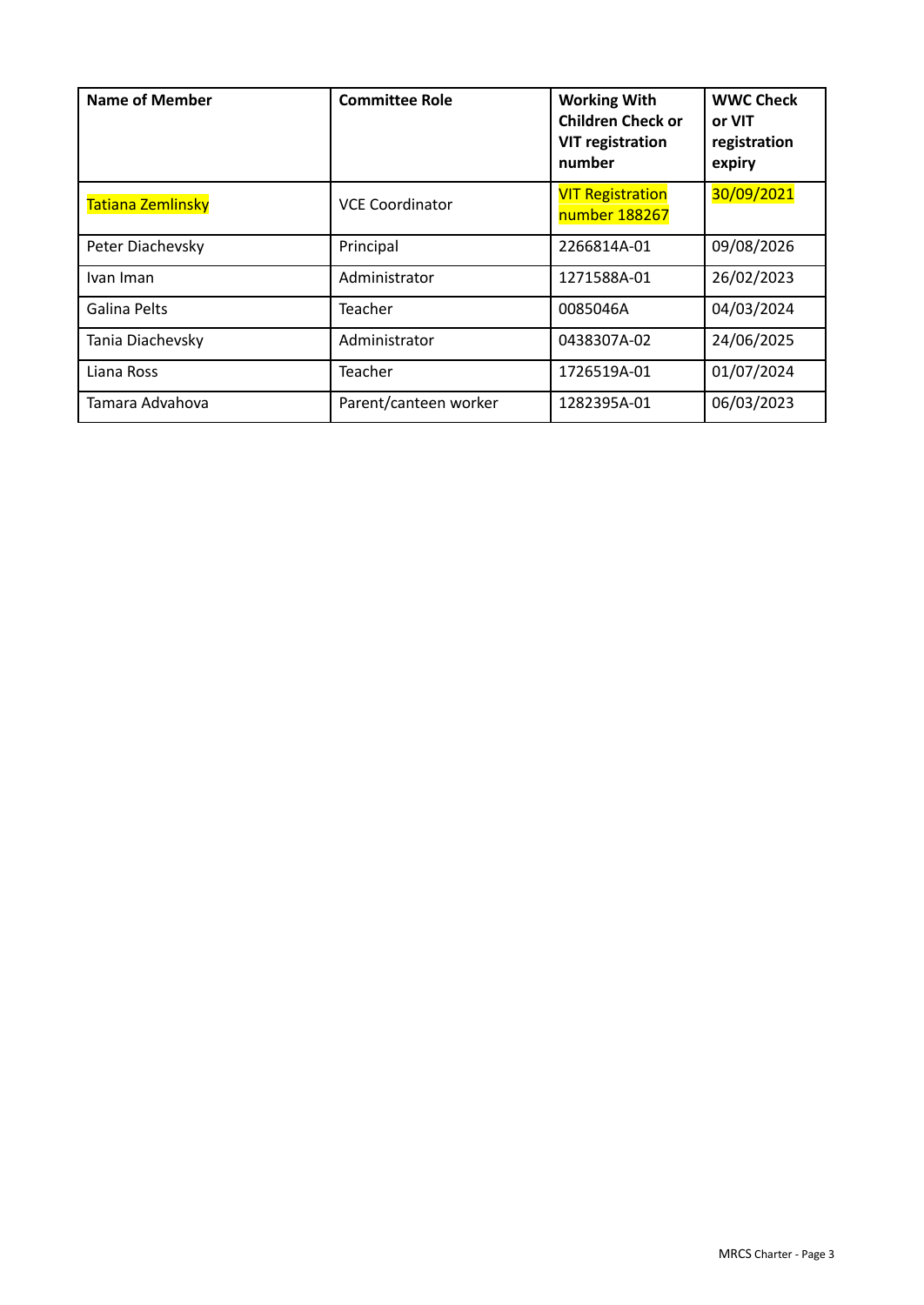| Name of Member | Committee Role | Working With Children Check or VIT registration number | WWC Check or VIT registration expiry |
|---|---|---|---|
| Tatiana Zemlinsky | VCE Coordinator | VIT Registration number 188267 | 30/09/2021 |
| Peter Diachevsky | Principal | 2266814A-01 | 09/08/2026 |
| Ivan Iman | Administrator | 1271588A-01 | 26/02/2023 |
| Galina Pelts | Teacher | 0085046A | 04/03/2024 |
| Tania Diachevsky | Administrator | 0438307A-02 | 24/06/2025 |
| Liana Ross | Teacher | 1726519A-01 | 01/07/2024 |
| Tamara Advahova | Parent/canteen worker | 1282395A-01 | 06/03/2023 |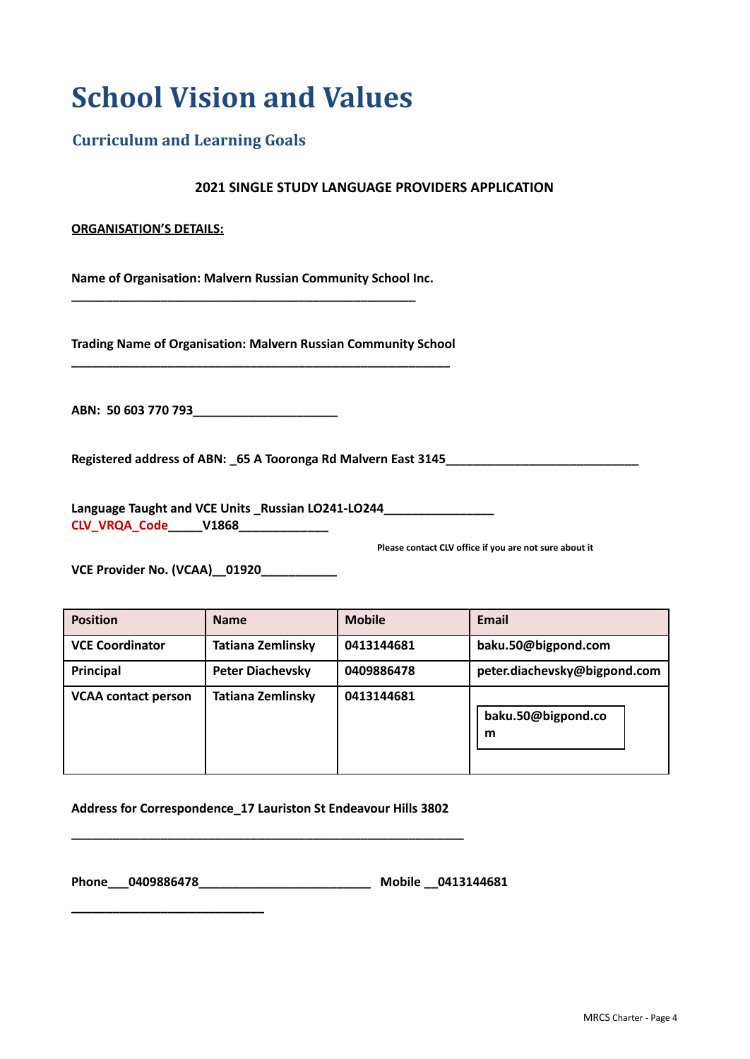# School Vision and Values

## Curriculum and Learning Goals

**2021 SINGLE STUDY LANGUAGE PROVIDERS APPLICATION**

**ORGANISATION'S DETAILS:**

**Name of Organisation: Malvern Russian Community School Inc.**
**___________________________________________________**

**Trading Name of Organisation: Malvern Russian Community School**
**________________________________________________________**

**ABN: 50 603 770 793_____________________**

**Registered address of ABN: _65 A Tooronga Rd Malvern East 3145____________________________**

**Language Taught and VCE Units _Russian LO241-LO244________________**
**CLV_VRQA_Code_____V1868_____________**

**Please contact CLV office if you are not sure about it**

**VCE Provider No. (VCAA)__01920___________**

| Position | Name | Mobile | Email |
|---|---|---|---|
| VCE Coordinator | Tatiana Zemlinsky | 0413144681 | baku.50@bigpond.com |
| Principal | Peter Diachevsky | 0409886478 | peter.diachevsky@bigpond.com |
| VCAA contact person | Tatiana Zemlinsky | 0413144681 | baku.50@bigpond.com |

**Address for Correspondence_17 Lauriston St Endeavour Hills 3802**
**__________________________________________________________**

**Phone___0409886478_________________________ Mobile __0413144681**
**____________________________**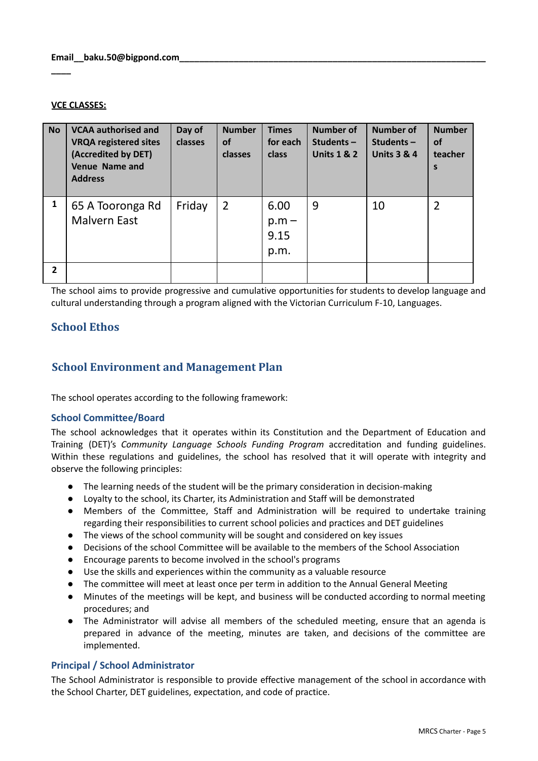**Email__baku.50@bigpond.com________________________________________________________________**

**____**

**VCE CLASSES:**

| No | VCAA authorised and VRQA registered sites (Accredited by DET) Venue Name and Address | Day of classes | Number of classes | Times for each class | Number of Students – Units 1 & 2 | Number of Students – Units 3 & 4 | Number of teachers |
|---|---|---|---|---|---|---|---|
| 1 | 65 A Toorong Rd Malvern East | Friday | 2 | 6.00 p.m – 9.15 p.m. | 9 | 10 | 2 |
| 2 | | | | | | | |

The school aims to provide progressive and cumulative opportunities for students to develop language and cultural understanding through a program aligned with the Victorian Curriculum F-10, Languages.

## School Ethos

## School Environment and Management Plan

The school operates according to the following framework:

### School Committee/Board

The school acknowledges that it operates within its Constitution and the Department of Education and Training (DET)'s *Community Language Schools Funding Program* accreditation and funding guidelines. Within these regulations and guidelines, the school has resolved that it will operate with integrity and observe the following principles:

- The learning needs of the student will be the primary consideration in decision-making
- Loyalty to the school, its Charter, its Administration and Staff will be demonstrated
- Members of the Committee, Staff and Administration will be required to undertake training regarding their responsibilities to current school policies and practices and DET guidelines
- The views of the school community will be sought and considered on key issues
- Decisions of the school Committee will be available to the members of the School Association
- Encourage parents to become involved in the school's programs
- Use the skills and experiences within the community as a valuable resource
- The committee will meet at least once per term in addition to the Annual General Meeting
- Minutes of the meetings will be kept, and business will be conducted according to normal meeting procedures; and
- The Administrator will advise all members of the scheduled meeting, ensure that an agenda is prepared in advance of the meeting, minutes are taken, and decisions of the committee are implemented.

### Principal / School Administrator

The School Administrator is responsible to provide effective management of the school in accordance with the School Charter, DET guidelines, expectation, and code of practice.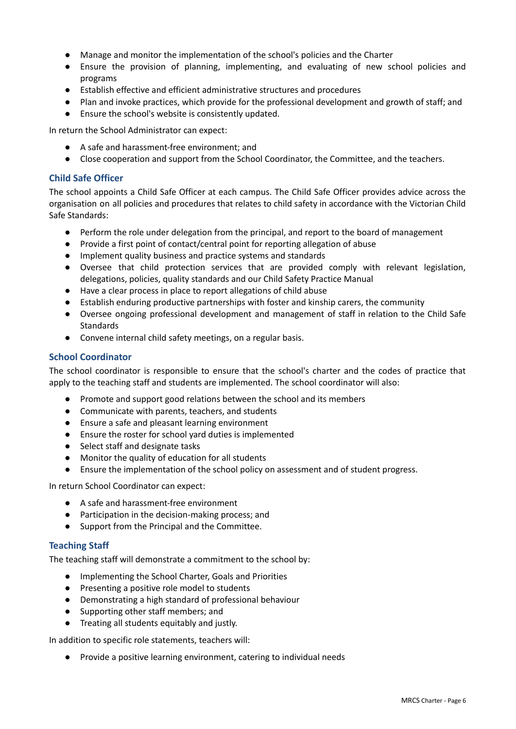- Manage and monitor the implementation of the school's policies and the Charter
- Ensure the provision of planning, implementing, and evaluating of new school policies and programs
- Establish effective and efficient administrative structures and procedures
- Plan and invoke practices, which provide for the professional development and growth of staff; and
- Ensure the school's website is consistently updated.

In return the School Administrator can expect:

- A safe and harassment-free environment; and
- Close cooperation and support from the School Coordinator, the Committee, and the teachers.

### Child Safe Officer

The school appoints a Child Safe Officer at each campus. The Child Safe Officer provides advice across the organisation on all policies and procedures that relates to child safety in accordance with the Victorian Child Safe Standards:

- Perform the role under delegation from the principal, and report to the board of management
- Provide a first point of contact/central point for reporting allegation of abuse
- Implement quality business and practice systems and standards
- Oversee that child protection services that are provided comply with relevant legislation, delegations, policies, quality standards and our Child Safety Practice Manual
- Have a clear process in place to report allegations of child abuse
- Establish enduring productive partnerships with foster and kinship carers, the community
- Oversee ongoing professional development and management of staff in relation to the Child Safe Standards
- Convene internal child safety meetings, on a regular basis.

### School Coordinator

The school coordinator is responsible to ensure that the school's charter and the codes of practice that apply to the teaching staff and students are implemented. The school coordinator will also:

- Promote and support good relations between the school and its members
- Communicate with parents, teachers, and students
- Ensure a safe and pleasant learning environment
- Ensure the roster for school yard duties is implemented
- Select staff and designate tasks
- Monitor the quality of education for all students
- Ensure the implementation of the school policy on assessment and of student progress.

In return School Coordinator can expect:

- A safe and harassment-free environment
- Participation in the decision-making process; and
- Support from the Principal and the Committee.

### Teaching Staff

The teaching staff will demonstrate a commitment to the school by:

- Implementing the School Charter, Goals and Priorities
- Presenting a positive role model to students
- Demonstrating a high standard of professional behaviour
- Supporting other staff members; and
- Treating all students equitably and justly.

In addition to specific role statements, teachers will:

- Provide a positive learning environment, catering to individual needs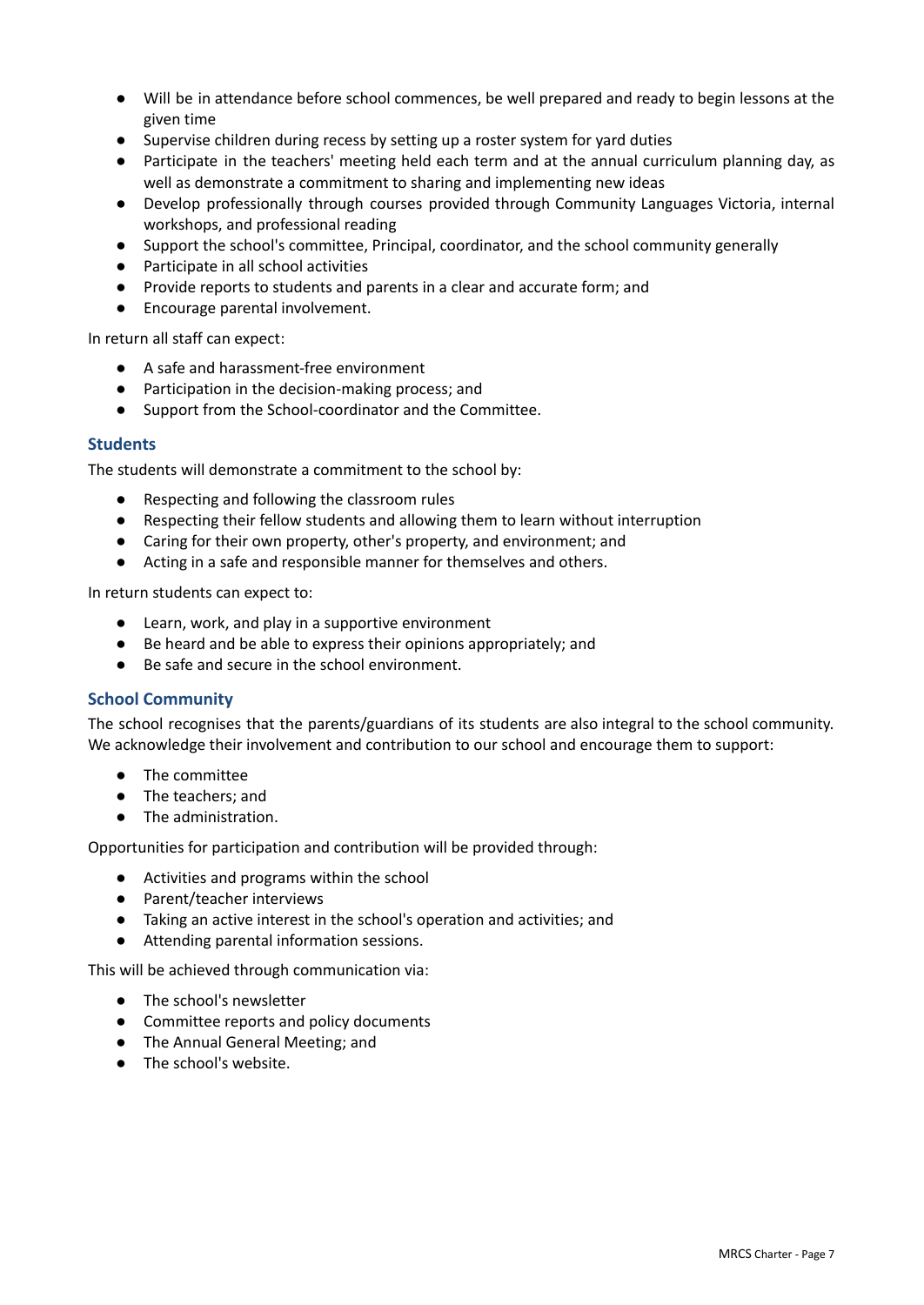- Will be in attendance before school commences, be well prepared and ready to begin lessons at the given time
- Supervise children during recess by setting up a roster system for yard duties
- Participate in the teachers' meeting held each term and at the annual curriculum planning day, as well as demonstrate a commitment to sharing and implementing new ideas
- Develop professionally through courses provided through Community Languages Victoria, internal workshops, and professional reading
- Support the school's committee, Principal, coordinator, and the school community generally
- Participate in all school activities
- Provide reports to students and parents in a clear and accurate form; and
- Encourage parental involvement.

In return all staff can expect:

- A safe and harassment-free environment
- Participation in the decision-making process; and
- Support from the School-coordinator and the Committee.

### Students

The students will demonstrate a commitment to the school by:

- Respecting and following the classroom rules
- Respecting their fellow students and allowing them to learn without interruption
- Caring for their own property, other's property, and environment; and
- Acting in a safe and responsible manner for themselves and others.

In return students can expect to:

- Learn, work, and play in a supportive environment
- Be heard and be able to express their opinions appropriately; and
- Be safe and secure in the school environment.

### School Community

The school recognises that the parents/guardians of its students are also integral to the school community. We acknowledge their involvement and contribution to our school and encourage them to support:

- The committee
- The teachers; and
- The administration.

Opportunities for participation and contribution will be provided through:

- Activities and programs within the school
- Parent/teacher interviews
- Taking an active interest in the school's operation and activities; and
- Attending parental information sessions.

This will be achieved through communication via:

- The school's newsletter
- Committee reports and policy documents
- The Annual General Meeting; and
- The school's website.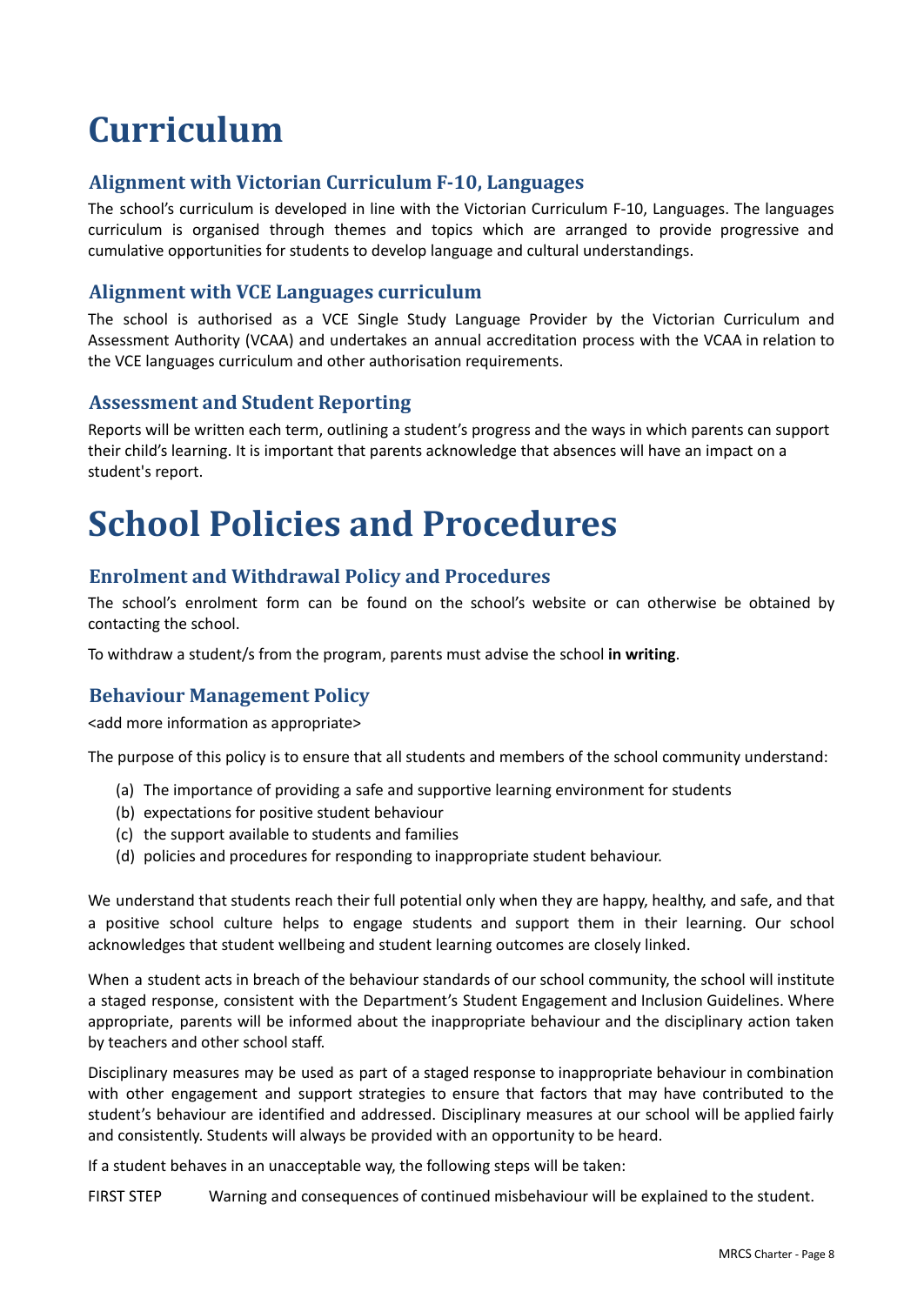# Curriculum

## Alignment with Victorian Curriculum F-10, Languages

The school's curriculum is developed in line with the Victorian Curriculum F-10, Languages. The languages curriculum is organised through themes and topics which are arranged to provide progressive and cumulative opportunities for students to develop language and cultural understandings.

## Alignment with VCE Languages curriculum

The school is authorised as a VCE Single Study Language Provider by the Victorian Curriculum and Assessment Authority (VCAA) and undertakes an annual accreditation process with the VCAA in relation to the VCE languages curriculum and other authorisation requirements.

## Assessment and Student Reporting

Reports will be written each term, outlining a student's progress and the ways in which parents can support their child's learning. It is important that parents acknowledge that absences will have an impact on a student's report.

# School Policies and Procedures

## Enrolment and Withdrawal Policy and Procedures

The school's enrolment form can be found on the school's website or can otherwise be obtained by contacting the school.

To withdraw a student/s from the program, parents must advise the school **in writing**.

## Behaviour Management Policy

<add more information as appropriate>

The purpose of this policy is to ensure that all students and members of the school community understand:

(a) The importance of providing a safe and supportive learning environment for students
(b) expectations for positive student behaviour
(c) the support available to students and families
(d) policies and procedures for responding to inappropriate student behaviour.

We understand that students reach their full potential only when they are happy, healthy, and safe, and that a positive school culture helps to engage students and support them in their learning. Our school acknowledges that student wellbeing and student learning outcomes are closely linked.

When a student acts in breach of the behaviour standards of our school community, the school will institute a staged response, consistent with the Department's Student Engagement and Inclusion Guidelines. Where appropriate, parents will be informed about the inappropriate behaviour and the disciplinary action taken by teachers and other school staff.

Disciplinary measures may be used as part of a staged response to inappropriate behaviour in combination with other engagement and support strategies to ensure that factors that may have contributed to the student's behaviour are identified and addressed. Disciplinary measures at our school will be applied fairly and consistently. Students will always be provided with an opportunity to be heard.

If a student behaves in an unacceptable way, the following steps will be taken:

FIRST STEP Warning and consequences of continued misbehaviour will be explained to the student.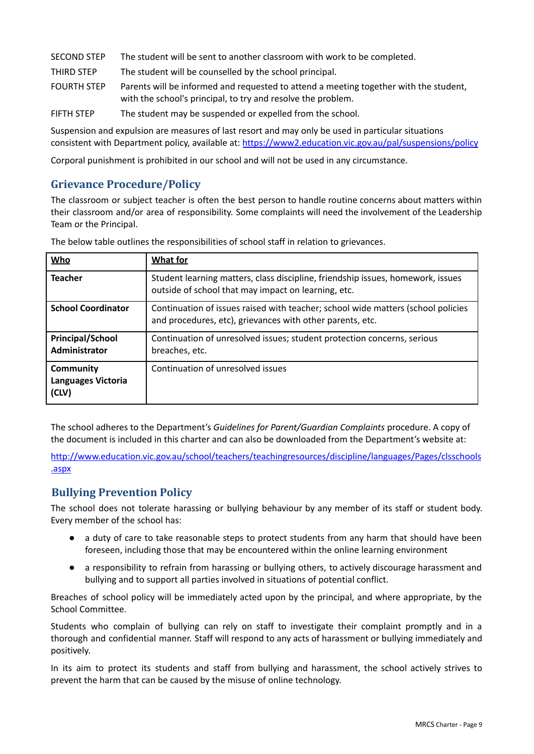SECOND STEP The student will be sent to another classroom with work to be completed.

THIRD STEP The student will be counselled by the school principal.

FOURTH STEP Parents will be informed and requested to attend a meeting together with the student, with the school's principal, to try and resolve the problem.

FIFTH STEP The student may be suspended or expelled from the school.

Suspension and expulsion are measures of last resort and may only be used in particular situations consistent with Department policy, available at: https://www2.education.vic.gov.au/pal/suspensions/policy

Corporal punishment is prohibited in our school and will not be used in any circumstance.

## Grievance Procedure/Policy

The classroom or subject teacher is often the best person to handle routine concerns about matters within their classroom and/or area of responsibility. Some complaints will need the involvement of the Leadership Team or the Principal.

The below table outlines the responsibilities of school staff in relation to grievances.

| Who | What for |
|---|---|
| **Teacher** | Student learning matters, class discipline, friendship issues, homework, issues outside of school that may impact on learning, etc. |
| **School Coordinator** | Continuation of issues raised with teacher; school wide matters (school policies and procedures, etc), grievances with other parents, etc. |
| **Principal/School Administrator** | Continuation of unresolved issues; student protection concerns, serious breaches, etc. |
| **Community Languages Victoria (CLV)** | Continuation of unresolved issues |

The school adheres to the Department's *Guidelines for Parent/Guardian Complaints* procedure. A copy of the document is included in this charter and can also be downloaded from the Department's website at:

http://www.education.vic.gov.au/school/teachers/teachingresources/discipline/languages/Pages/clsschools.aspx

## Bullying Prevention Policy

The school does not tolerate harassing or bullying behaviour by any member of its staff or student body. Every member of the school has:

- a duty of care to take reasonable steps to protect students from any harm that should have been foreseen, including those that may be encountered within the online learning environment
- a responsibility to refrain from harassing or bullying others, to actively discourage harassment and bullying and to support all parties involved in situations of potential conflict.

Breaches of school policy will be immediately acted upon by the principal, and where appropriate, by the School Committee.

Students who complain of bullying can rely on staff to investigate their complaint promptly and in a thorough and confidential manner. Staff will respond to any acts of harassment or bullying immediately and positively.

In its aim to protect its students and staff from bullying and harassment, the school actively strives to prevent the harm that can be caused by the misuse of online technology.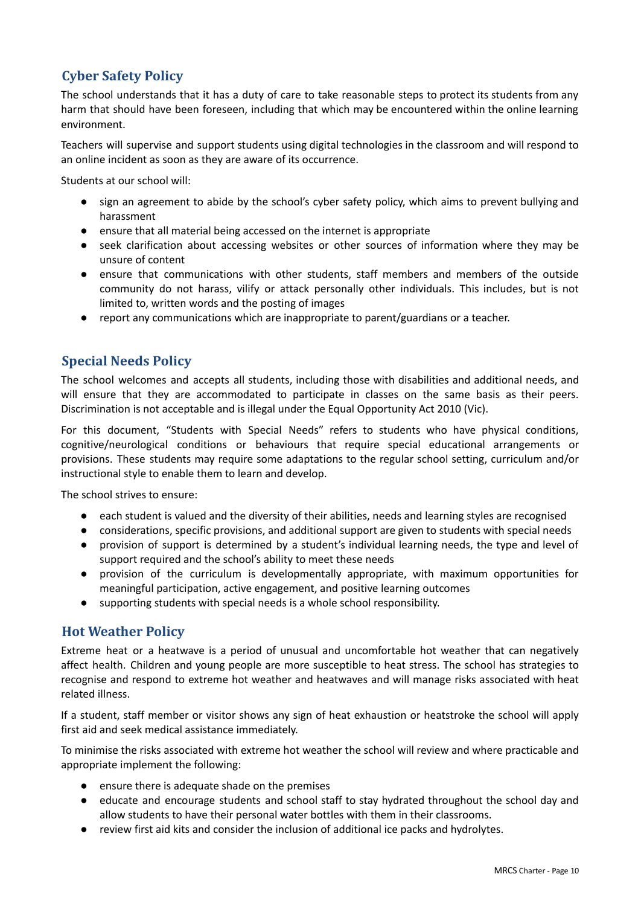## Cyber Safety Policy

The school understands that it has a duty of care to take reasonable steps to protect its students from any harm that should have been foreseen, including that which may be encountered within the online learning environment.

Teachers will supervise and support students using digital technologies in the classroom and will respond to an online incident as soon as they are aware of its occurrence.

Students at our school will:

- sign an agreement to abide by the school's cyber safety policy, which aims to prevent bullying and harassment
- ensure that all material being accessed on the internet is appropriate
- seek clarification about accessing websites or other sources of information where they may be unsure of content
- ensure that communications with other students, staff members and members of the outside community do not harass, vilify or attack personally other individuals. This includes, but is not limited to, written words and the posting of images
- report any communications which are inappropriate to parent/guardians or a teacher.

## Special Needs Policy

The school welcomes and accepts all students, including those with disabilities and additional needs, and will ensure that they are accommodated to participate in classes on the same basis as their peers. Discrimination is not acceptable and is illegal under the Equal Opportunity Act 2010 (Vic).

For this document, "Students with Special Needs" refers to students who have physical conditions, cognitive/neurological conditions or behaviours that require special educational arrangements or provisions. These students may require some adaptations to the regular school setting, curriculum and/or instructional style to enable them to learn and develop.

The school strives to ensure:

- each student is valued and the diversity of their abilities, needs and learning styles are recognised
- considerations, specific provisions, and additional support are given to students with special needs
- provision of support is determined by a student's individual learning needs, the type and level of support required and the school's ability to meet these needs
- provision of the curriculum is developmentally appropriate, with maximum opportunities for meaningful participation, active engagement, and positive learning outcomes
- supporting students with special needs is a whole school responsibility.

## Hot Weather Policy

Extreme heat or a heatwave is a period of unusual and uncomfortable hot weather that can negatively affect health. Children and young people are more susceptible to heat stress. The school has strategies to recognise and respond to extreme hot weather and heatwaves and will manage risks associated with heat related illness.

If a student, staff member or visitor shows any sign of heat exhaustion or heatstroke the school will apply first aid and seek medical assistance immediately.

To minimise the risks associated with extreme hot weather the school will review and where practicable and appropriate implement the following:

- ensure there is adequate shade on the premises
- educate and encourage students and school staff to stay hydrated throughout the school day and allow students to have their personal water bottles with them in their classrooms.
- review first aid kits and consider the inclusion of additional ice packs and hydrolytes.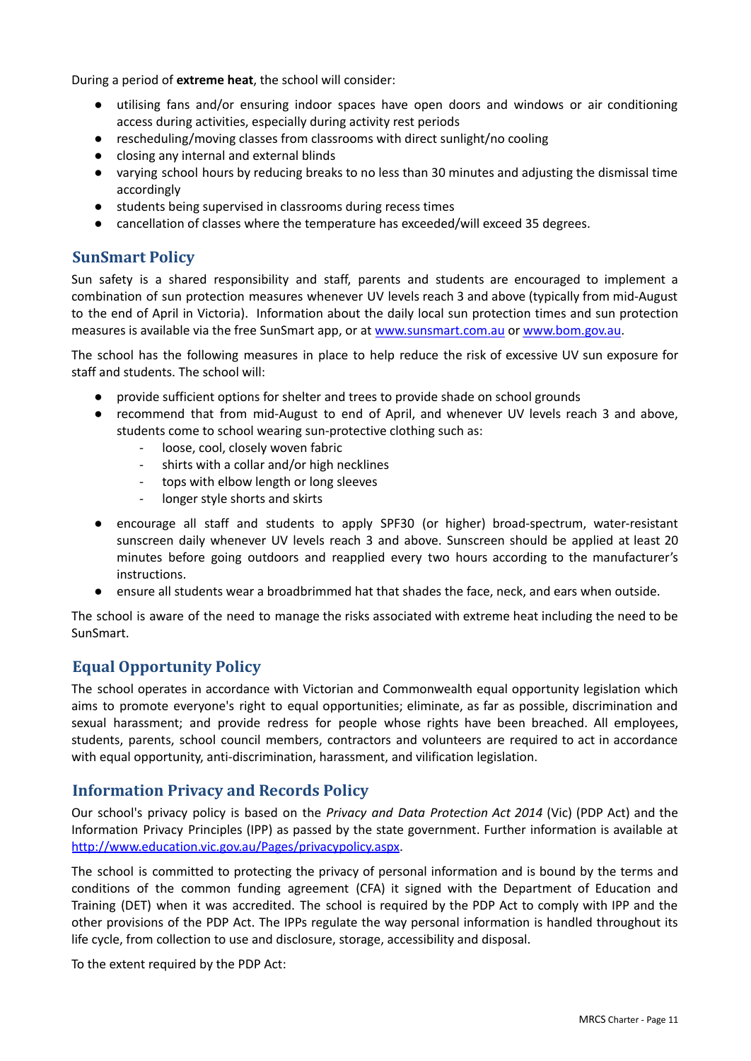During a period of **extreme heat**, the school will consider:

- utilising fans and/or ensuring indoor spaces have open doors and windows or air conditioning access during activities, especially during activity rest periods
- rescheduling/moving classes from classrooms with direct sunlight/no cooling
- closing any internal and external blinds
- varying school hours by reducing breaks to no less than 30 minutes and adjusting the dismissal time accordingly
- students being supervised in classrooms during recess times
- cancellation of classes where the temperature has exceeded/will exceed 35 degrees.

## SunSmart Policy

Sun safety is a shared responsibility and staff, parents and students are encouraged to implement a combination of sun protection measures whenever UV levels reach 3 and above (typically from mid-August to the end of April in Victoria). Information about the daily local sun protection times and sun protection measures is available via the free SunSmart app, or at [www.sunsmart.com.au](http://www.sunsmart.com.au) or [www.bom.gov.au](http://www.bom.gov.au).

The school has the following measures in place to help reduce the risk of excessive UV sun exposure for staff and students. The school will:

- provide sufficient options for shelter and trees to provide shade on school grounds
- recommend that from mid-August to end of April, and whenever UV levels reach 3 and above, students come to school wearing sun-protective clothing such as:
    - loose, cool, closely woven fabric
    - shirts with a collar and/or high necklines
    - tops with elbow length or long sleeves
    - longer style shorts and skirts
- encourage all staff and students to apply SPF30 (or higher) broad-spectrum, water-resistant sunscreen daily whenever UV levels reach 3 and above. Sunscreen should be applied at least 20 minutes before going outdoors and reapplied every two hours according to the manufacturer's instructions.
- ensure all students wear a broadbrimmed hat that shades the face, neck, and ears when outside.

The school is aware of the need to manage the risks associated with extreme heat including the need to be SunSmart.

## Equal Opportunity Policy

The school operates in accordance with Victorian and Commonwealth equal opportunity legislation which aims to promote everyone's right to equal opportunities; eliminate, as far as possible, discrimination and sexual harassment; and provide redress for people whose rights have been breached. All employees, students, parents, school council members, contractors and volunteers are required to act in accordance with equal opportunity, anti-discrimination, harassment, and vilification legislation.

## Information Privacy and Records Policy

Our school's privacy policy is based on the *Privacy and Data Protection Act 2014* (Vic) (PDP Act) and the Information Privacy Principles (IPP) as passed by the state government. Further information is available at [http://www.education.vic.gov.au/Pages/privacypolicy.aspx](http://www.education.vic.gov.au/Pages/privacypolicy.aspx).

The school is committed to protecting the privacy of personal information and is bound by the terms and conditions of the common funding agreement (CFA) it signed with the Department of Education and Training (DET) when it was accredited. The school is required by the PDP Act to comply with IPP and the other provisions of the PDP Act. The IPPs regulate the way personal information is handled throughout its life cycle, from collection to use and disclosure, storage, accessibility and disposal.

To the extent required by the PDP Act: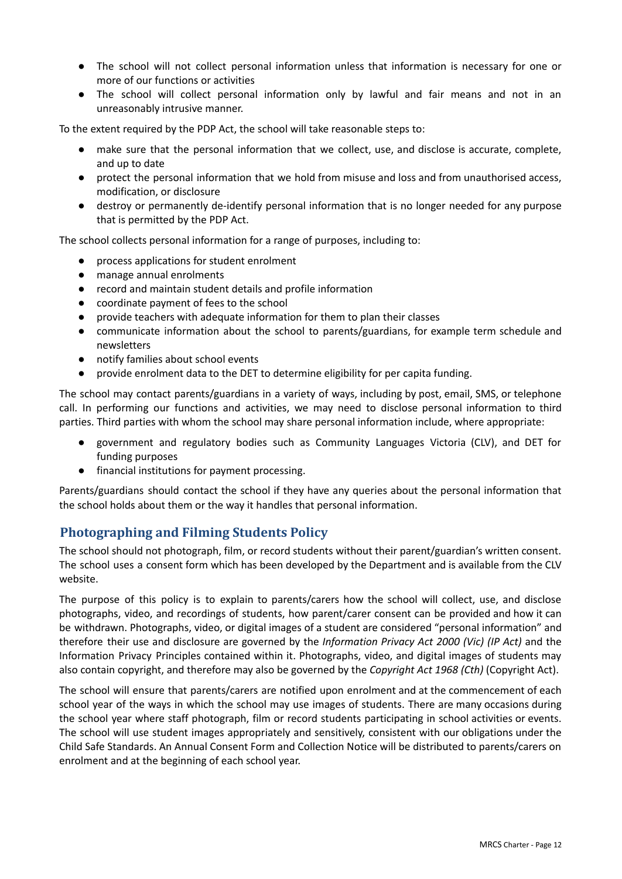- The school will not collect personal information unless that information is necessary for one or more of our functions or activities
- The school will collect personal information only by lawful and fair means and not in an unreasonably intrusive manner.

To the extent required by the PDP Act, the school will take reasonable steps to:

- make sure that the personal information that we collect, use, and disclose is accurate, complete, and up to date
- protect the personal information that we hold from misuse and loss and from unauthorised access, modification, or disclosure
- destroy or permanently de-identify personal information that is no longer needed for any purpose that is permitted by the PDP Act.

The school collects personal information for a range of purposes, including to:

- process applications for student enrolment
- manage annual enrolments
- record and maintain student details and profile information
- coordinate payment of fees to the school
- provide teachers with adequate information for them to plan their classes
- communicate information about the school to parents/guardians, for example term schedule and newsletters
- notify families about school events
- provide enrolment data to the DET to determine eligibility for per capita funding.

The school may contact parents/guardians in a variety of ways, including by post, email, SMS, or telephone call. In performing our functions and activities, we may need to disclose personal information to third parties. Third parties with whom the school may share personal information include, where appropriate:

- government and regulatory bodies such as Community Languages Victoria (CLV), and DET for funding purposes
- financial institutions for payment processing.

Parents/guardians should contact the school if they have any queries about the personal information that the school holds about them or the way it handles that personal information.

## Photographing and Filming Students Policy

The school should not photograph, film, or record students without their parent/guardian's written consent. The school uses a consent form which has been developed by the Department and is available from the CLV website.

The purpose of this policy is to explain to parents/carers how the school will collect, use, and disclose photographs, video, and recordings of students, how parent/carer consent can be provided and how it can be withdrawn. Photographs, video, or digital images of a student are considered "personal information" and therefore their use and disclosure are governed by the *Information Privacy Act 2000 (Vic) (IP Act)* and the Information Privacy Principles contained within it. Photographs, video, and digital images of students may also contain copyright, and therefore may also be governed by the *Copyright Act 1968 (Cth)* (Copyright Act).

The school will ensure that parents/carers are notified upon enrolment and at the commencement of each school year of the ways in which the school may use images of students. There are many occasions during the school year where staff photograph, film or record students participating in school activities or events. The school will use student images appropriately and sensitively, consistent with our obligations under the Child Safe Standards. An Annual Consent Form and Collection Notice will be distributed to parents/carers on enrolment and at the beginning of each school year.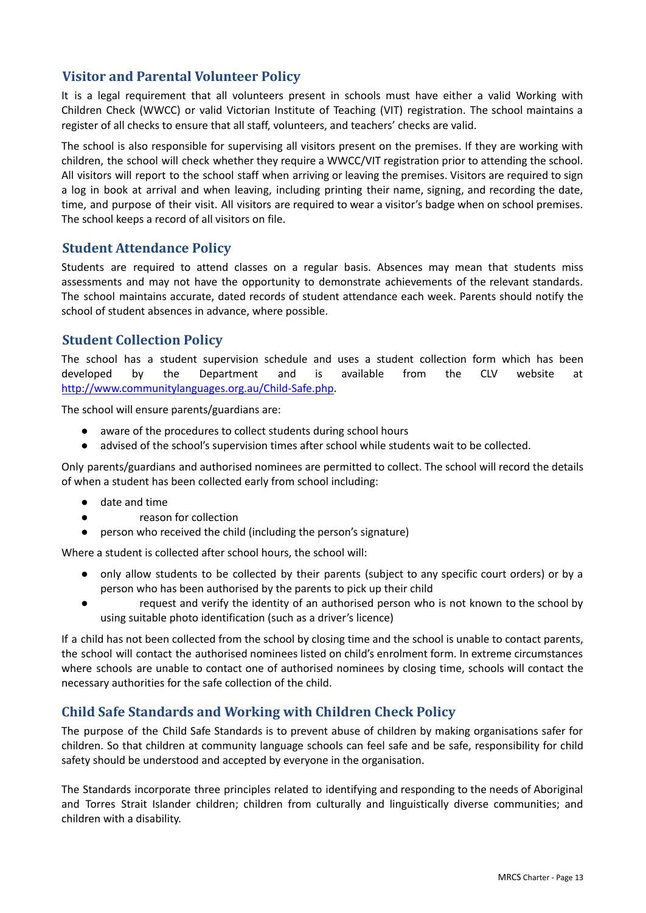## Visitor and Parental Volunteer Policy

It is a legal requirement that all volunteers present in schools must have either a valid Working with Children Check (WWCC) or valid Victorian Institute of Teaching (VIT) registration. The school maintains a register of all checks to ensure that all staff, volunteers, and teachers' checks are valid.

The school is also responsible for supervising all visitors present on the premises. If they are working with children, the school will check whether they require a WWCC/VIT registration prior to attending the school. All visitors will report to the school staff when arriving or leaving the premises. Visitors are required to sign a log in book at arrival and when leaving, including printing their name, signing, and recording the date, time, and purpose of their visit. All visitors are required to wear a visitor's badge when on school premises. The school keeps a record of all visitors on file.

## Student Attendance Policy

Students are required to attend classes on a regular basis. Absences may mean that students miss assessments and may not have the opportunity to demonstrate achievements of the relevant standards. The school maintains accurate, dated records of student attendance each week. Parents should notify the school of student absences in advance, where possible.

## Student Collection Policy

The school has a student supervision schedule and uses a student collection form which has been developed by the Department and is available from the CLV website at [http://www.communitylanguages.org.au/Child-Safe.php](http://www.communitylanguages.org.au/Child-Safe.php).

The school will ensure parents/guardians are:

- aware of the procedures to collect students during school hours
- advised of the school's supervision times after school while students wait to be collected.

Only parents/guardians and authorised nominees are permitted to collect. The school will record the details of when a student has been collected early from school including:

- date and time
- reason for collection
- person who received the child (including the person's signature)

Where a student is collected after school hours, the school will:

- only allow students to be collected by their parents (subject to any specific court orders) or by a person who has been authorised by the parents to pick up their child
- request and verify the identity of an authorised person who is not known to the school by using suitable photo identification (such as a driver's licence)

If a child has not been collected from the school by closing time and the school is unable to contact parents, the school will contact the authorised nominees listed on child's enrolment form. In extreme circumstances where schools are unable to contact one of authorised nominees by closing time, schools will contact the necessary authorities for the safe collection of the child.

## Child Safe Standards and Working with Children Check Policy

The purpose of the Child Safe Standards is to prevent abuse of children by making organisations safer for children. So that children at community language schools can feel safe and be safe, responsibility for child safety should be understood and accepted by everyone in the organisation.

The Standards incorporate three principles related to identifying and responding to the needs of Aboriginal and Torres Strait Islander children; children from culturally and linguistically diverse communities; and children with a disability.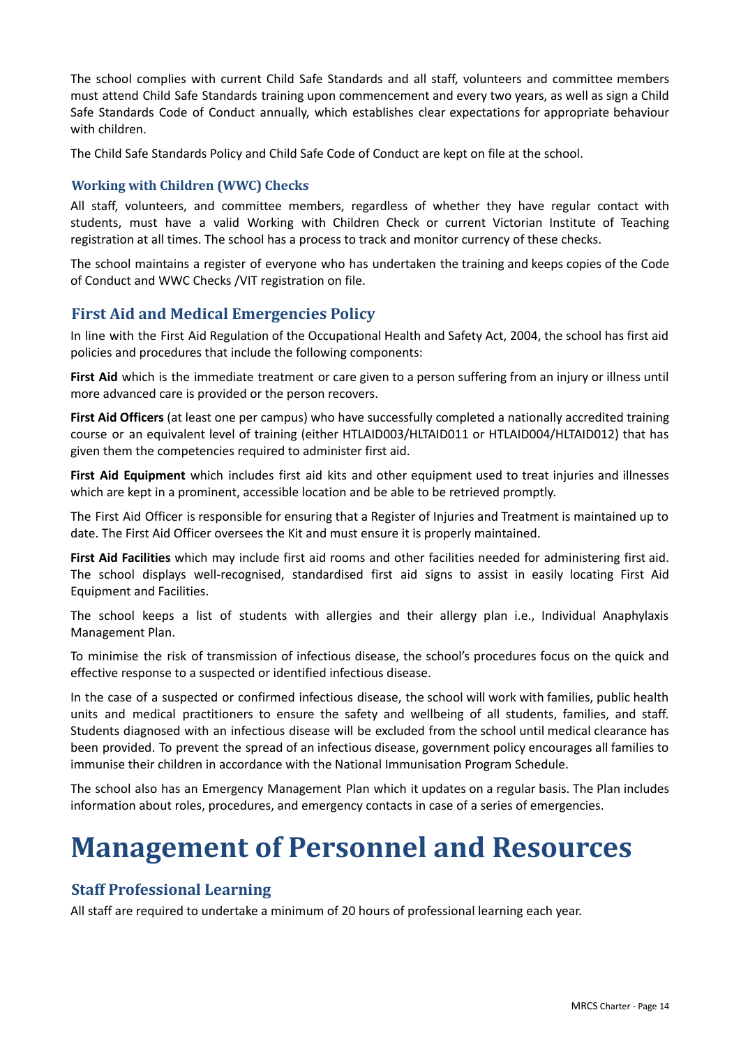The school complies with current Child Safe Standards and all staff, volunteers and committee members must attend Child Safe Standards training upon commencement and every two years, as well as sign a Child Safe Standards Code of Conduct annually, which establishes clear expectations for appropriate behaviour with children.

The Child Safe Standards Policy and Child Safe Code of Conduct are kept on file at the school.

### Working with Children (WWC) Checks

All staff, volunteers, and committee members, regardless of whether they have regular contact with students, must have a valid Working with Children Check or current Victorian Institute of Teaching registration at all times. The school has a process to track and monitor currency of these checks.

The school maintains a register of everyone who has undertaken the training and keeps copies of the Code of Conduct and WWC Checks /VIT registration on file.

## First Aid and Medical Emergencies Policy

In line with the First Aid Regulation of the Occupational Health and Safety Act, 2004, the school has first aid policies and procedures that include the following components:

**First Aid** which is the immediate treatment or care given to a person suffering from an injury or illness until more advanced care is provided or the person recovers.

**First Aid Officers** (at least one per campus) who have successfully completed a nationally accredited training course or an equivalent level of training (either HTLAID003/HLTAID011 or HTLAID004/HLTAID012) that has given them the competencies required to administer first aid.

**First Aid Equipment** which includes first aid kits and other equipment used to treat injuries and illnesses which are kept in a prominent, accessible location and be able to be retrieved promptly.

The First Aid Officer is responsible for ensuring that a Register of Injuries and Treatment is maintained up to date. The First Aid Officer oversees the Kit and must ensure it is properly maintained.

**First Aid Facilities** which may include first aid rooms and other facilities needed for administering first aid. The school displays well-recognised, standardised first aid signs to assist in easily locating First Aid Equipment and Facilities.

The school keeps a list of students with allergies and their allergy plan i.e., Individual Anaphylaxis Management Plan.

To minimise the risk of transmission of infectious disease, the school's procedures focus on the quick and effective response to a suspected or identified infectious disease.

In the case of a suspected or confirmed infectious disease, the school will work with families, public health units and medical practitioners to ensure the safety and wellbeing of all students, families, and staff. Students diagnosed with an infectious disease will be excluded from the school until medical clearance has been provided. To prevent the spread of an infectious disease, government policy encourages all families to immunise their children in accordance with the National Immunisation Program Schedule.

The school also has an Emergency Management Plan which it updates on a regular basis. The Plan includes information about roles, procedures, and emergency contacts in case of a series of emergencies.

# Management of Personnel and Resources

## Staff Professional Learning

All staff are required to undertake a minimum of 20 hours of professional learning each year.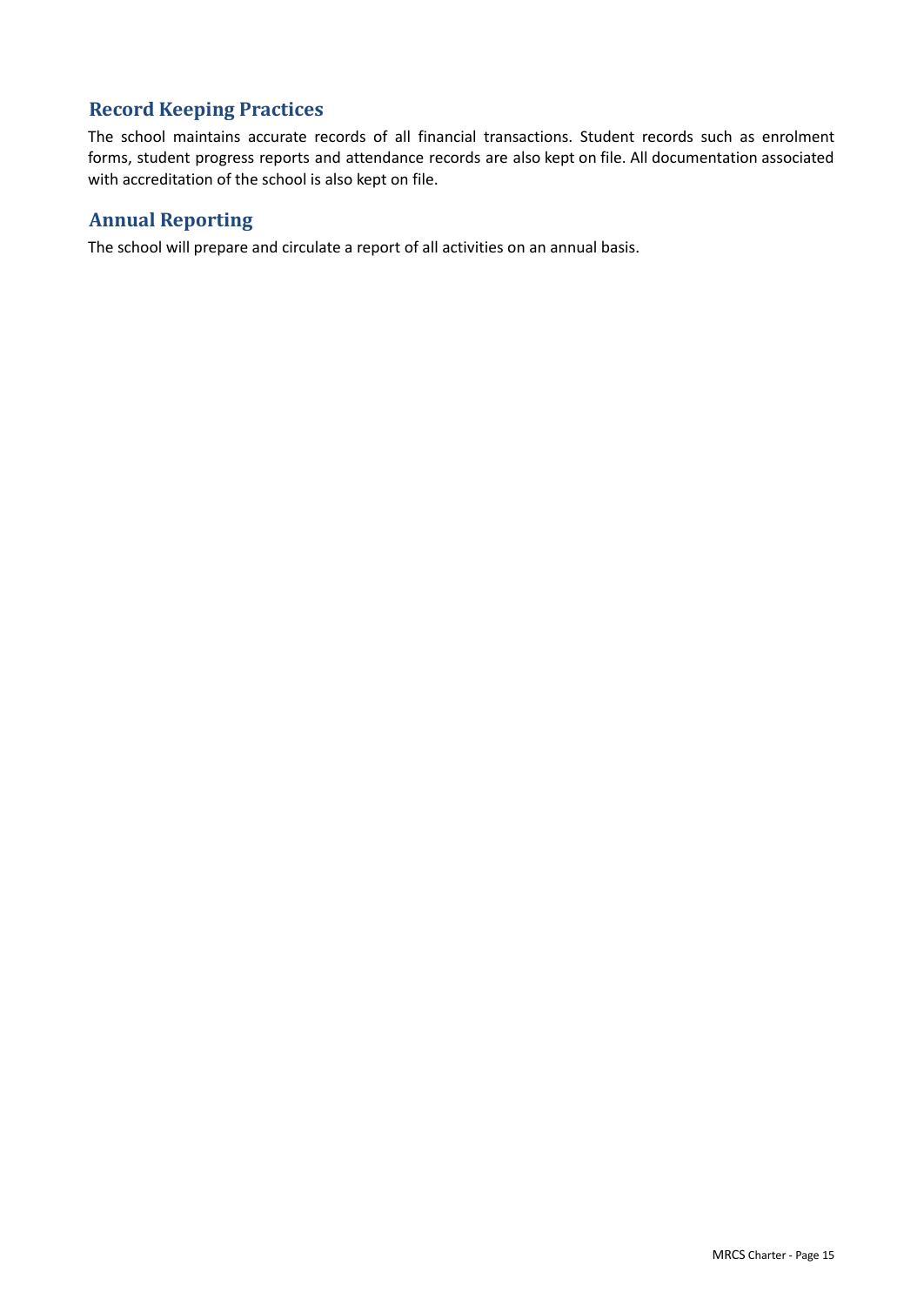## Record Keeping Practices

The school maintains accurate records of all financial transactions. Student records such as enrolment forms, student progress reports and attendance records are also kept on file. All documentation associated with accreditation of the school is also kept on file.

## Annual Reporting

The school will prepare and circulate a report of all activities on an annual basis.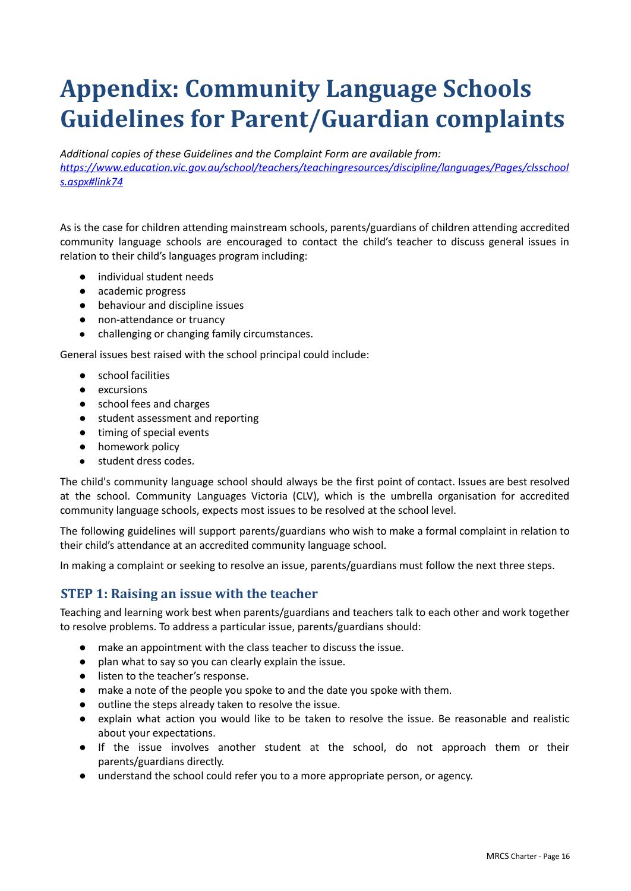# Appendix: Community Language Schools Guidelines for Parent/Guardian complaints

*Additional copies of these Guidelines and the Complaint Form are available from:*
*[https://www.education.vic.gov.au/school/teachers/teachingresources/discipline/languages/Pages/clsschools.aspx#link74](https://www.education.vic.gov.au/school/teachers/teachingresources/discipline/languages/Pages/clsschools.aspx#link74)*

As is the case for children attending mainstream schools, parents/guardians of children attending accredited community language schools are encouraged to contact the child's teacher to discuss general issues in relation to their child's languages program including:

- individual student needs
- academic progress
- behaviour and discipline issues
- non-attendance or truancy
- challenging or changing family circumstances.

General issues best raised with the school principal could include:

- school facilities
- excursions
- school fees and charges
- student assessment and reporting
- timing of special events
- homework policy
- student dress codes.

The child's community language school should always be the first point of contact. Issues are best resolved at the school. Community Languages Victoria (CLV), which is the umbrella organisation for accredited community language schools, expects most issues to be resolved at the school level.

The following guidelines will support parents/guardians who wish to make a formal complaint in relation to their child's attendance at an accredited community language school.

In making a complaint or seeking to resolve an issue, parents/guardians must follow the next three steps.

## STEP 1: Raising an issue with the teacher

Teaching and learning work best when parents/guardians and teachers talk to each other and work together to resolve problems. To address a particular issue, parents/guardians should:

- make an appointment with the class teacher to discuss the issue.
- plan what to say so you can clearly explain the issue.
- listen to the teacher's response.
- make a note of the people you spoke to and the date you spoke with them.
- outline the steps already taken to resolve the issue.
- explain what action you would like to be taken to resolve the issue. Be reasonable and realistic about your expectations.
- If the issue involves another student at the school, do not approach them or their parents/guardians directly.
- understand the school could refer you to a more appropriate person, or agency.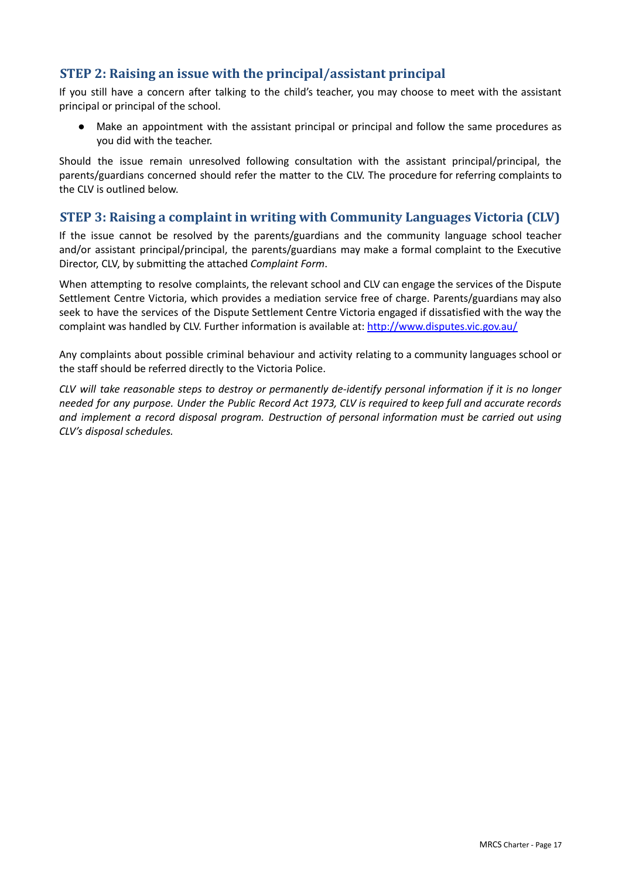## STEP 2: Raising an issue with the principal/assistant principal

If you still have a concern after talking to the child's teacher, you may choose to meet with the assistant principal or principal of the school.

- Make an appointment with the assistant principal or principal and follow the same procedures as you did with the teacher.

Should the issue remain unresolved following consultation with the assistant principal/principal, the parents/guardians concerned should refer the matter to the CLV. The procedure for referring complaints to the CLV is outlined below.

## STEP 3: Raising a complaint in writing with Community Languages Victoria (CLV)

If the issue cannot be resolved by the parents/guardians and the community language school teacher and/or assistant principal/principal, the parents/guardians may make a formal complaint to the Executive Director, CLV, by submitting the attached *Complaint Form*.

When attempting to resolve complaints, the relevant school and CLV can engage the services of the Dispute Settlement Centre Victoria, which provides a mediation service free of charge. Parents/guardians may also seek to have the services of the Dispute Settlement Centre Victoria engaged if dissatisfied with the way the complaint was handled by CLV. Further information is available at: [http://www.disputes.vic.gov.au/](http://www.disputes.vic.gov.au/)

Any complaints about possible criminal behaviour and activity relating to a community languages school or the staff should be referred directly to the Victoria Police.

*CLV will take reasonable steps to destroy or permanently de-identify personal information if it is no longer needed for any purpose. Under the Public Record Act 1973, CLV is required to keep full and accurate records and implement a record disposal program. Destruction of personal information must be carried out using CLV's disposal schedules.*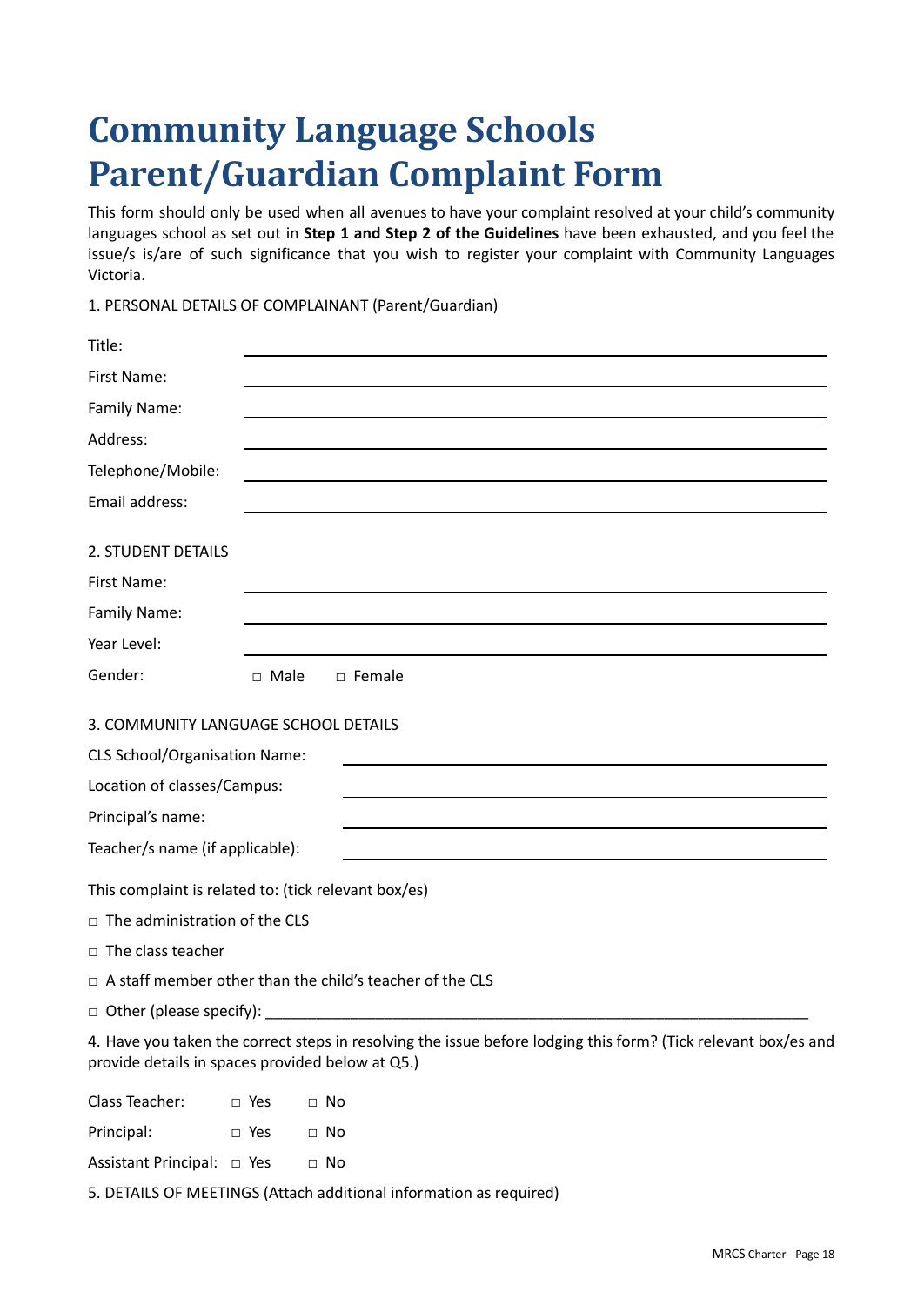# Community Language Schools Parent/Guardian Complaint Form

This form should only be used when all avenues to have your complaint resolved at your child's community languages school as set out in **Step 1 and Step 2 of the Guidelines** have been exhausted, and you feel the issue/s is/are of such significance that you wish to register your complaint with Community Languages Victoria.

1. PERSONAL DETAILS OF COMPLAINANT (Parent/Guardian)

Title: ____________________

First Name: ____________________

Family Name: ____________________

Address: ____________________

Telephone/Mobile: ____________________

Email address: ____________________

2. STUDENT DETAILS

First Name: ____________________

Family Name: ____________________

Year Level: ____________________

Gender: □ Male □ Female

3. COMMUNITY LANGUAGE SCHOOL DETAILS

CLS School/Organisation Name: ____________________

Location of classes/Campus: ____________________

Principal's name: ____________________

Teacher/s name (if applicable): ____________________

This complaint is related to: (tick relevant box/es)

□ The administration of the CLS

□ The class teacher

□ A staff member other than the child's teacher of the CLS

□ Other (please specify): ____________________

4. Have you taken the correct steps in resolving the issue before lodging this form? (Tick relevant box/es and provide details in spaces provided below at Q5.)

Class Teacher: □ Yes □ No

Principal: □ Yes □ No

Assistant Principal: □ Yes □ No

5. DETAILS OF MEETINGS (Attach additional information as required)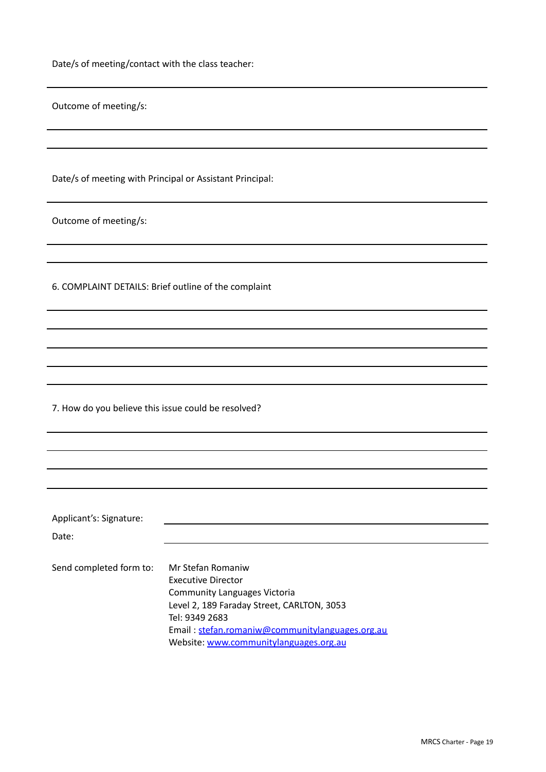Date/s of meeting/contact with the class teacher:

Outcome of meeting/s:

Date/s of meeting with Principal or Assistant Principal:

Outcome of meeting/s:

6. COMPLAINT DETAILS: Brief outline of the complaint

7. How do you believe this issue could be resolved?

Applicant's: Signature:

Date:

Send completed form to: Mr Stefan Romaniw
Executive Director
Community Languages Victoria
Level 2, 189 Faraday Street, CARLTON, 3053
Tel: 9349 2683
Email : stefan.romaniw@communitylanguages.org.au
Website: www.communitylanguages.org.au